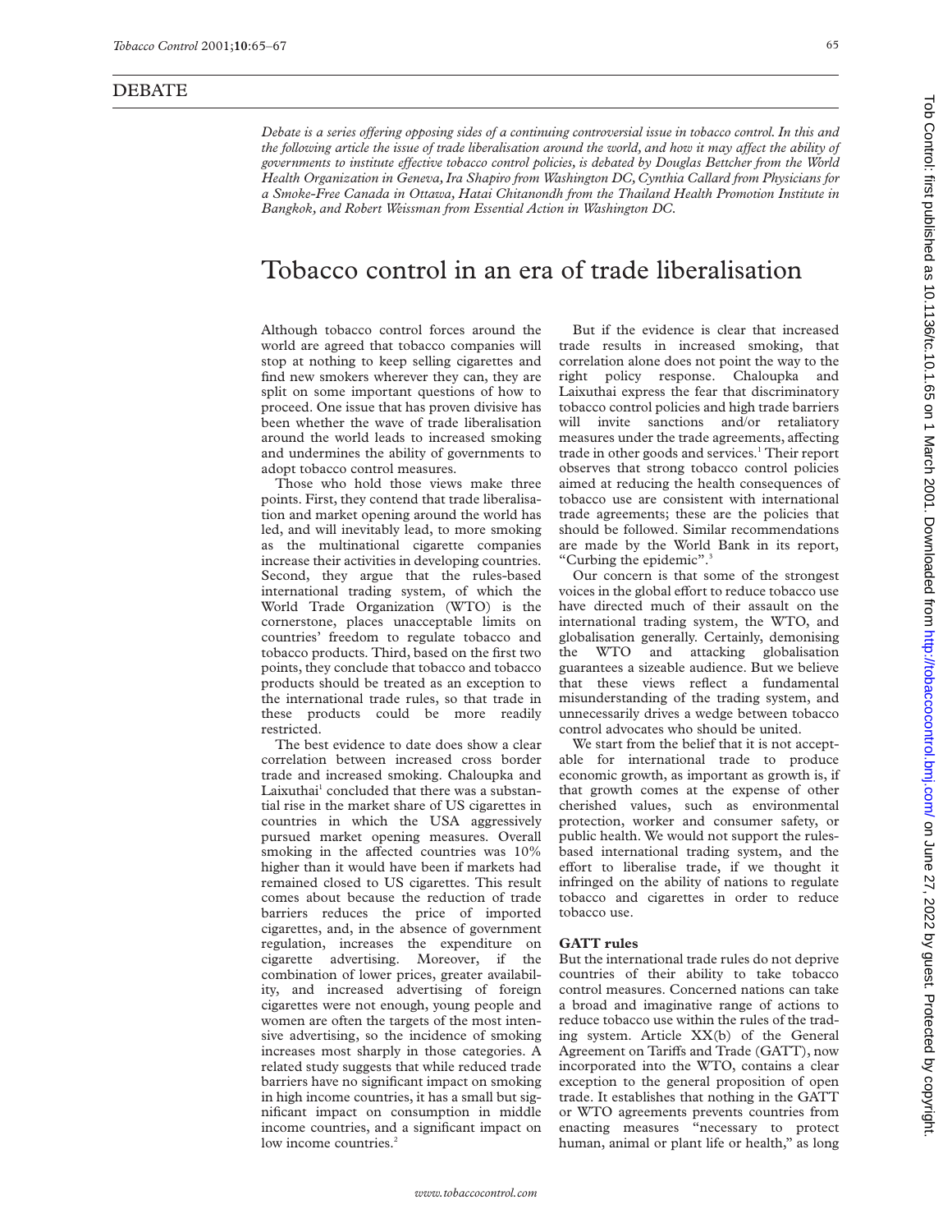DEBATE

*Debate is a series offering opposing sides of a continuing controversial issue in tobacco control. In this and the following article the issue of trade liberalisation around the world, and how it may affect the ability of governments to institute effective tobacco control policies, is debated by Douglas Bettcher from the World Health Organization in Geneva, Ira Shapiro from Washington DC, Cynthia Callard from Physicians for a Smoke-Free Canada in Ottawa, Hatai Chitanondh from the Thailand Health Promotion Institute in Bangkok, and Robert Weissman from Essential Action in Washington DC.*

# Tobacco control in an era of trade liberalisation

Although tobacco control forces around the world are agreed that tobacco companies will stop at nothing to keep selling cigarettes and find new smokers wherever they can, they are split on some important questions of how to proceed. One issue that has proven divisive has been whether the wave of trade liberalisation around the world leads to increased smoking and undermines the ability of governments to adopt tobacco control measures.

Those who hold those views make three points. First, they contend that trade liberalisation and market opening around the world has led, and will inevitably lead, to more smoking as the multinational cigarette companies increase their activities in developing countries. Second, they argue that the rules-based international trading system, of which the World Trade Organization (WTO) is the cornerstone, places unacceptable limits on countries' freedom to regulate tobacco and tobacco products. Third, based on the first two points, they conclude that tobacco and tobacco products should be treated as an exception to the international trade rules, so that trade in these products could be more readily restricted.

The best evidence to date does show a clear correlation between increased cross border trade and increased smoking. Chaloupka and Laixuthai[1] concluded that there was a substantial rise in the market share of US cigarettes in countries in which the USA aggressively pursued market opening measures. Overall smoking in the affected countries was 10% higher than it would have been if markets had remained closed to US cigarettes. This result comes about because the reduction of trade barriers reduces the price of imported cigarettes, and, in the absence of government regulation, increases the expenditure on cigarette advertising. Moreover, if the combination of lower prices, greater availability, and increased advertising of foreign cigarettes were not enough, young people and women are often the targets of the most intensive advertising, so the incidence of smoking increases most sharply in those categories. A related study suggests that while reduced trade barriers have no significant impact on smoking in high income countries, it has a small but significant impact on consumption in middle income countries, and a significant impact on low income countries.[2]

But if the evidence is clear that increased trade results in increased smoking, that correlation alone does not point the way to the right policy response. Chaloupka and Laixuthai express the fear that discriminatory tobacco control policies and high trade barriers will invite sanctions and/or retaliatory measures under the trade agreements, affecting trade in other goods and services.[1] Their report observes that strong tobacco control policies aimed at reducing the health consequences of tobacco use are consistent with international trade agreements; these are the policies that should be followed. Similar recommendations are made by the World Bank in its report, "Curbing the epidemic".[3]

Our concern is that some of the strongest voices in the global effort to reduce tobacco use have directed much of their assault on the international trading system, the WTO, and globalisation generally. Certainly, demonising the WTO and attacking globalisation guarantees a sizeable audience. But we believe that these views reflect a fundamental misunderstanding of the trading system, and unnecessarily drives a wedge between tobacco control advocates who should be united.

We start from the belief that it is not acceptable for international trade to produce economic growth, as important as growth is, if that growth comes at the expense of other cherished values, such as environmental protection, worker and consumer safety, or public health. We would not support the rules-based international trading system, and the effort to liberalise trade, if we thought it infringed on the ability of nations to regulate tobacco and cigarettes in order to reduce tobacco use.

## GATT rules

But the international trade rules do not deprive countries of their ability to take tobacco control measures. Concerned nations can take a broad and imaginative range of actions to reduce tobacco use within the rules of the trading system. Article XX(b) of the General Agreement on Tariffs and Trade (GATT), now incorporated into the WTO, contains a clear exception to the general proposition of open trade. It establishes that nothing in the GATT or WTO agreements prevents countries from enacting measures "necessary to protect human, animal or plant life or health," as long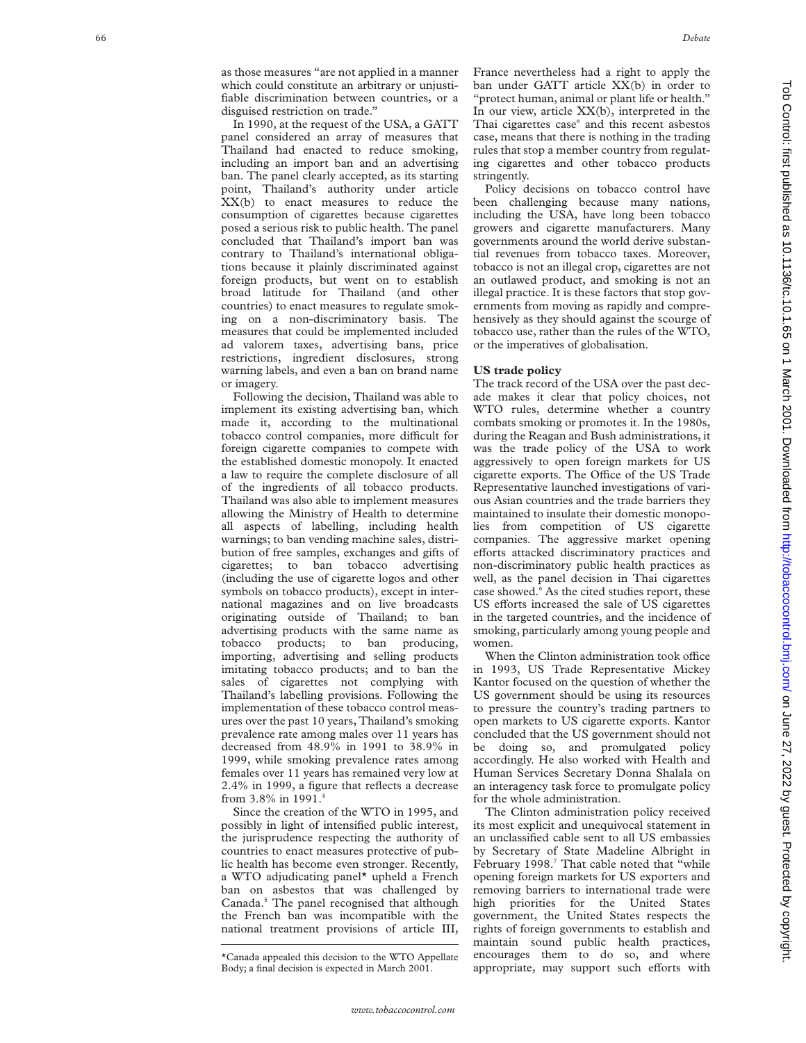as those measures "are not applied in a manner which could constitute an arbitrary or unjustifiable discrimination between countries, or a disguised restriction on trade."

In 1990, at the request of the USA, a GATT panel considered an array of measures that Thailand had enacted to reduce smoking, including an import ban and an advertising ban. The panel clearly accepted, as its starting point, Thailand's authority under article XX(b) to enact measures to reduce the consumption of cigarettes because cigarettes posed a serious risk to public health. The panel concluded that Thailand's import ban was contrary to Thailand's international obligations because it plainly discriminated against foreign products, but went on to establish broad latitude for Thailand (and other countries) to enact measures to regulate smoking on a non-discriminatory basis. The measures that could be implemented included ad valorem taxes, advertising bans, price restrictions, ingredient disclosures, strong warning labels, and even a ban on brand name or imagery.

Following the decision, Thailand was able to implement its existing advertising ban, which made it, according to the multinational tobacco control companies, more difficult for foreign cigarette companies to compete with the established domestic monopoly. It enacted a law to require the complete disclosure of all of the ingredients of all tobacco products. Thailand was also able to implement measures allowing the Ministry of Health to determine all aspects of labelling, including health warnings; to ban vending machine sales, distribution of free samples, exchanges and gifts of cigarettes; to ban tobacco advertising (including the use of cigarette logos and other symbols on tobacco products), except in international magazines and on live broadcasts originating outside of Thailand; to ban advertising products with the same name as tobacco products; to ban producing, importing, advertising and selling products imitating tobacco products; and to ban the sales of cigarettes not complying with Thailand's labelling provisions. Following the implementation of these tobacco control measures over the past 10 years, Thailand's smoking prevalence rate among males over 11 years has decreased from 48.9% in 1991 to 38.9% in 1999, while smoking prevalence rates among females over 11 years has remained very low at 2.4% in 1999, a figure that reflects a decrease from 3.8% in 1991.[4]

Since the creation of the WTO in 1995, and possibly in light of intensified public interest, the jurisprudence respecting the authority of countries to enact measures protective of public health has become even stronger. Recently, a WTO adjudicating panel* upheld a French ban on asbestos that was challenged by Canada.[5] The panel recognised that although the French ban was incompatible with the national treatment provisions of article III, France nevertheless had a right to apply the ban under GATT article XX(b) in order to "protect human, animal or plant life or health." In our view, article XX(b), interpreted in the Thai cigarettes case[6] and this recent asbestos case, means that there is nothing in the trading rules that stop a member country from regulating cigarettes and other tobacco products stringently.

Policy decisions on tobacco control have been challenging because many nations, including the USA, have long been tobacco growers and cigarette manufacturers. Many governments around the world derive substantial revenues from tobacco taxes. Moreover, tobacco is not an illegal crop, cigarettes are not an outlawed product, and smoking is not an illegal practice. It is these factors that stop governments from moving as rapidly and comprehensively as they should against the scourge of tobacco use, rather than the rules of the WTO, or the imperatives of globalisation.

## US trade policy

The track record of the USA over the past decade makes it clear that policy choices, not WTO rules, determine whether a country combats smoking or promotes it. In the 1980s, during the Reagan and Bush administrations, it was the trade policy of the USA to work aggressively to open foreign markets for US cigarette exports. The Office of the US Trade Representative launched investigations of various Asian countries and the trade barriers they maintained to insulate their domestic monopolies from competition of US cigarette companies. The aggressive market opening efforts attacked discriminatory practices and non-discriminatory public health practices as well, as the panel decision in Thai cigarettes case showed.[6] As the cited studies report, these US efforts increased the sale of US cigarettes in the targeted countries, and the incidence of smoking, particularly among young people and women.

When the Clinton administration took office in 1993, US Trade Representative Mickey Kantor focused on the question of whether the US government should be using its resources to pressure the country's trading partners to open markets to US cigarette exports. Kantor concluded that the US government should not be doing so, and promulgated policy accordingly. He also worked with Health and Human Services Secretary Donna Shalala on an interagency task force to promulgate policy for the whole administration.

The Clinton administration policy received its most explicit and unequivocal statement in an unclassified cable sent to all US embassies by Secretary of State Madeline Albright in February 1998.[7] That cable noted that "while opening foreign markets for US exporters and removing barriers to international trade were high priorities for the United States government, the United States respects the rights of foreign governments to establish and maintain sound public health practices, encourages them to do so, and where appropriate, may support such efforts with

*Canada appealed this decision to the WTO Appellate Body; a final decision is expected in March 2001.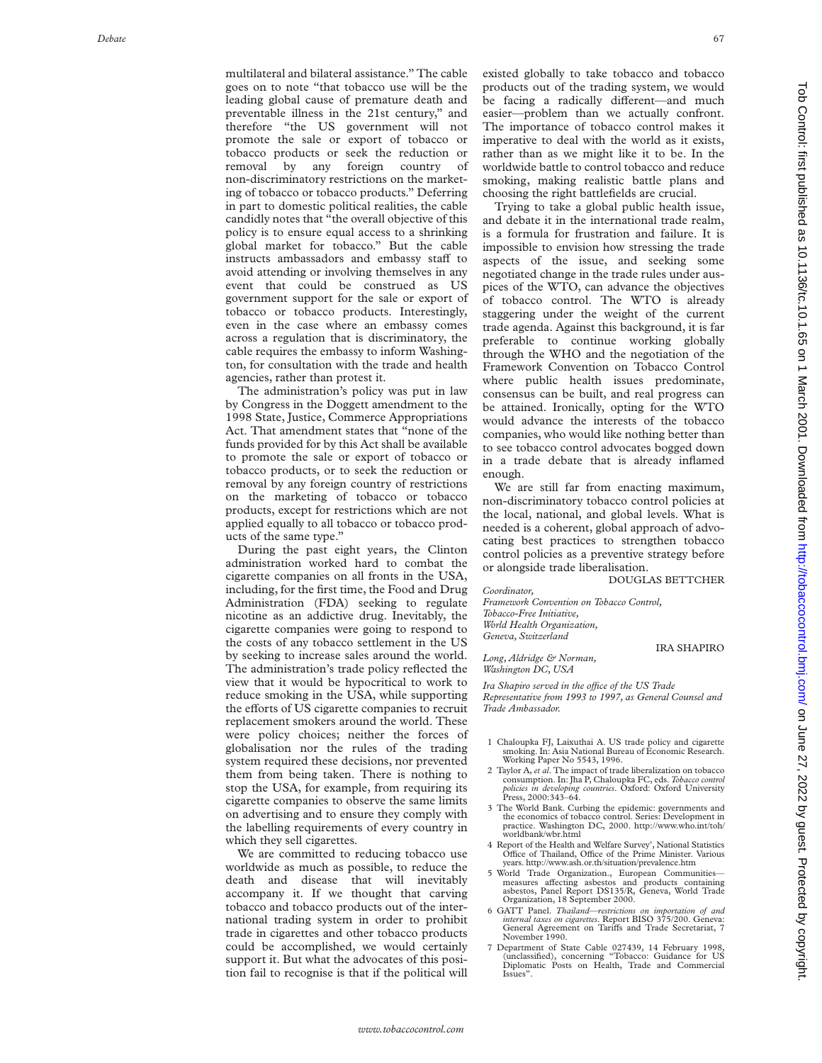multilateral and bilateral assistance." The cable goes on to note "that tobacco use will be the leading global cause of premature death and preventable illness in the 21st century," and therefore "the US government will not promote the sale or export of tobacco or tobacco products or seek the reduction or removal by any foreign country of non-discriminatory restrictions on the marketing of tobacco or tobacco products." Deferring in part to domestic political realities, the cable candidly notes that "the overall objective of this policy is to ensure equal access to a shrinking global market for tobacco." But the cable instructs ambassadors and embassy staff to avoid attending or involving themselves in any event that could be construed as US government support for the sale or export of tobacco or tobacco products. Interestingly, even in the case where an embassy comes across a regulation that is discriminatory, the cable requires the embassy to inform Washington, for consultation with the trade and health agencies, rather than protest it.

The administration's policy was put in law by Congress in the Doggett amendment to the 1998 State, Justice, Commerce Appropriations Act. That amendment states that "none of the funds provided for by this Act shall be available to promote the sale or export of tobacco or tobacco products, or to seek the reduction or removal by any foreign country of restrictions on the marketing of tobacco or tobacco products, except for restrictions which are not applied equally to all tobacco or tobacco products of the same type."

During the past eight years, the Clinton administration worked hard to combat the cigarette companies on all fronts in the USA, including, for the first time, the Food and Drug Administration (FDA) seeking to regulate nicotine as an addictive drug. Inevitably, the cigarette companies were going to respond to the costs of any tobacco settlement in the US by seeking to increase sales around the world. The administration's trade policy reflected the view that it would be hypocritical to work to reduce smoking in the USA, while supporting the efforts of US cigarette companies to recruit replacement smokers around the world. These were policy choices; neither the forces of globalisation nor the rules of the trading system required these decisions, nor prevented them from being taken. There is nothing to stop the USA, for example, from requiring its cigarette companies to observe the same limits on advertising and to ensure they comply with the labelling requirements of every country in which they sell cigarettes.

We are committed to reducing tobacco use worldwide as much as possible, to reduce the death and disease that will inevitably accompany it. If we thought that carving tobacco and tobacco products out of the international trading system in order to prohibit trade in cigarettes and other tobacco products could be accomplished, we would certainly support it. But what the advocates of this position fail to recognise is that if the political will existed globally to take tobacco and tobacco products out of the trading system, we would be facing a radically different—and much easier—problem than we actually confront. The importance of tobacco control makes it imperative to deal with the world as it exists, rather than as we might like it to be. In the worldwide battle to control tobacco and reduce smoking, making realistic battle plans and choosing the right battlefields are crucial.

Trying to take a global public health issue, and debate it in the international trade realm, is a formula for frustration and failure. It is impossible to envision how stressing the trade aspects of the issue, and seeking some negotiated change in the trade rules under auspices of the WTO, can advance the objectives of tobacco control. The WTO is already staggering under the weight of the current trade agenda. Against this background, it is far preferable to continue working globally through the WHO and the negotiation of the Framework Convention on Tobacco Control where public health issues predominate, consensus can be built, and real progress can be attained. Ironically, opting for the WTO would advance the interests of the tobacco companies, who would like nothing better than to see tobacco control advocates bogged down in a trade debate that is already inflamed enough.

We are still far from enacting maximum, non-discriminatory tobacco control policies at the local, national, and global levels. What is needed is a coherent, global approach of advocating best practices to strengthen tobacco control policies as a preventive strategy before or alongside trade liberalisation.

DOUGLAS BETTCHER

*Coordinator,*
*Framework Convention on Tobacco Control,*
*Tobacco-Free Initiative,*
*World Health Organization,*
*Geneva, Switzerland*

IRA SHAPIRO

*Long, Aldridge & Norman,*
*Washington DC, USA*

*Ira Shapiro served in the office of the US Trade Representative from 1993 to 1997, as General Counsel and Trade Ambassador.*

1 Chaloupka FJ, Laixuthai A. US trade policy and cigarette smoking. In: Asia National Bureau of Economic Research. Working Paper No 5543, 1996.
2 Taylor A, *et al*. The impact of trade liberalization on tobacco consumption. In: Jha P, Chaloupka FC, eds. *Tobacco control policies in developing countries*. Oxford: Oxford University Press, 2000:343–64.
3 The World Bank. Curbing the epidemic: governments and the economics of tobacco control. Series: Development in practice. Washington DC, 2000. http://www.who.int/toh/worldbank/wbr.html
4 Report of the Health and Welfare Survey', National Statistics Office of Thailand, Office of the Prime Minister. Various years. http://www.ash.or.th/situation/prevalence.htm
5 World Trade Organization., European Communities—measures affecting asbestos and products containing asbestos, Panel Report DS135/R, Geneva, World Trade Organization, 18 September 2000.
6 GATT Panel. *Thailand—restrictions on importation of and internal taxes on cigarettes*. Report BISO 375/200. Geneva: General Agreement on Tariffs and Trade Secretariat, 7 November 1990.
7 Department of State Cable 027439, 14 February 1998, (unclassified), concerning "Tobacco: Guidance for US Diplomatic Posts on Health, Trade and Commercial Issues".